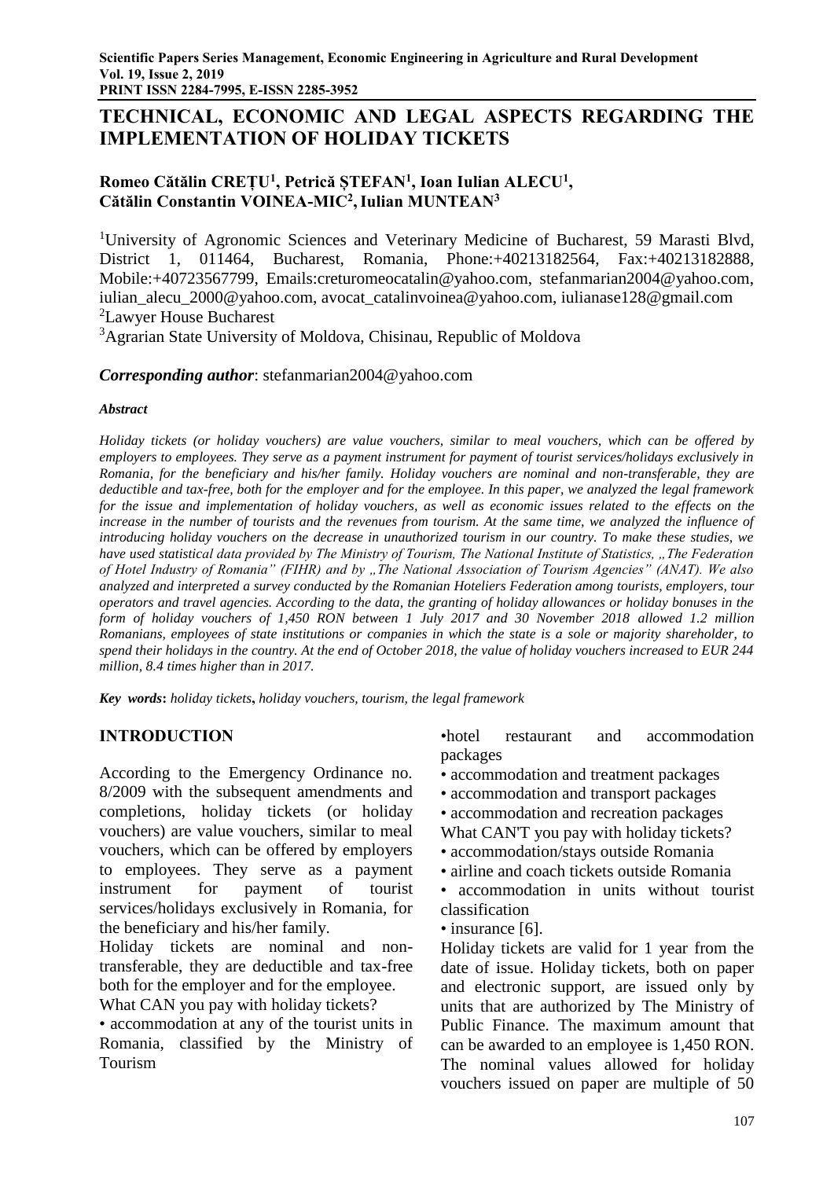# TECHNICAL, ECONOMIC AND LEGAL ASPECTS REGARDING THE IMPLEMENTATION OF HOLIDAY TICKETS

**Romeo Cătălin CREȚU[1], Petrică ȘTEFAN[1], Ioan Iulian ALECU[1], Cătălin Constantin VOINEA-MIC[2], Iulian MUNTEAN[3]**

[1]University of Agronomic Sciences and Veterinary Medicine of Bucharest, 59 Marasti Blvd, District 1, 011464, Bucharest, Romania, Phone:+40213182564, Fax:+40213182888, Mobile:+40723567799, Emails:creturomeocatalin@yahoo.com, stefanmarian2004@yahoo.com, iulian_alecu_2000@yahoo.com, avocat_catalinvoinea@yahoo.com, iulianase128@gmail.com
[2]Lawyer House Bucharest
[3]Agrarian State University of Moldova, Chisinau, Republic of Moldova

***Corresponding author***: stefanmarian2004@yahoo.com

***Abstract***

*Holiday tickets (or holiday vouchers) are value vouchers, similar to meal vouchers, which can be offered by employers to employees. They serve as a payment instrument for payment of tourist services/holidays exclusively in Romania, for the beneficiary and his/her family. Holiday vouchers are nominal and non-transferable, they are deductible and tax-free, both for the employer and for the employee. In this paper, we analyzed the legal framework for the issue and implementation of holiday vouchers, as well as economic issues related to the effects on the increase in the number of tourists and the revenues from tourism. At the same time, we analyzed the influence of introducing holiday vouchers on the decrease in unauthorized tourism in our country. To make these studies, we have used statistical data provided by The Ministry of Tourism, The National Institute of Statistics, „The Federation of Hotel Industry of Romania" (FIHR) and by „The National Association of Tourism Agencies" (ANAT). We also analyzed and interpreted a survey conducted by the Romanian Hoteliers Federation among tourists, employers, tour operators and travel agencies. According to the data, the granting of holiday allowances or holiday bonuses in the form of holiday vouchers of 1,450 RON between 1 July 2017 and 30 November 2018 allowed 1.2 million Romanians, employees of state institutions or companies in which the state is a sole or majority shareholder, to spend their holidays in the country. At the end of October 2018, the value of holiday vouchers increased to EUR 244 million, 8.4 times higher than in 2017.*

***Key words*****:** *holiday tickets***,** *holiday vouchers, tourism, the legal framework*

## INTRODUCTION

According to the Emergency Ordinance no. 8/2009 with the subsequent amendments and completions, holiday tickets (or holiday vouchers) are value vouchers, similar to meal vouchers, which can be offered by employers to employees. They serve as a payment instrument for payment of tourist services/holidays exclusively in Romania, for the beneficiary and his/her family.

Holiday tickets are nominal and non-transferable, they are deductible and tax-free both for the employer and for the employee.

What CAN you pay with holiday tickets?

- accommodation at any of the tourist units in Romania, classified by the Ministry of Tourism
- hotel restaurant and accommodation packages
- accommodation and treatment packages
- accommodation and transport packages
- accommodation and recreation packages

What CAN'T you pay with holiday tickets?

- accommodation/stays outside Romania
- airline and coach tickets outside Romania
- accommodation in units without tourist classification
- insurance [6].

Holiday tickets are valid for 1 year from the date of issue. Holiday tickets, both on paper and electronic support, are issued only by units that are authorized by The Ministry of Public Finance. The maximum amount that can be awarded to an employee is 1,450 RON. The nominal values allowed for holiday vouchers issued on paper are multiple of 50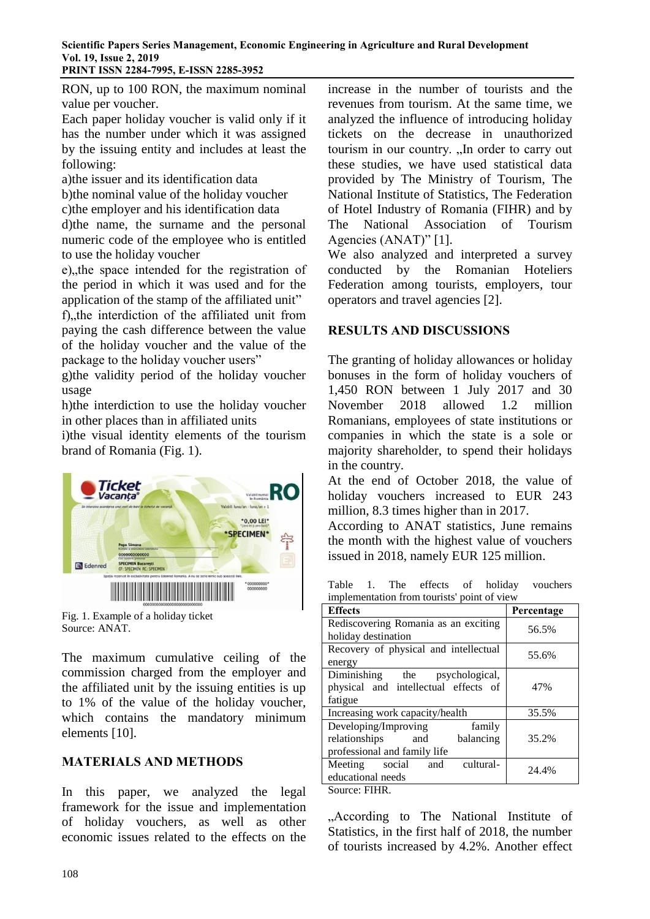RON, up to 100 RON, the maximum nominal value per voucher.

Each paper holiday voucher is valid only if it has the number under which it was assigned by the issuing entity and includes at least the following:

a)the issuer and its identification data

b)the nominal value of the holiday voucher

c)the employer and his identification data

d)the name, the surname and the personal numeric code of the employee who is entitled to use the holiday voucher

e)„the space intended for the registration of the period in which it was used and for the application of the stamp of the affiliated unit"

f)„the interdiction of the affiliated unit from paying the cash difference between the value of the holiday voucher and the value of the package to the holiday voucher users"

g)the validity period of the holiday voucher usage

h)the interdiction to use the holiday voucher in other places than in affiliated units

i)the visual identity elements of the tourism brand of Romania (Fig. 1).

Fig. 1. Example of a holiday ticket
Source: ANAT.

The maximum cumulative ceiling of the commission charged from the employer and the affiliated unit by the issuing entities is up to 1% of the value of the holiday voucher, which contains the mandatory minimum elements [10].

## MATERIALS AND METHODS

In this paper, we analyzed the legal framework for the issue and implementation of holiday vouchers, as well as other economic issues related to the effects on the increase in the number of tourists and the revenues from tourism. At the same time, we analyzed the influence of introducing holiday tickets on the decrease in unauthorized tourism in our country. „In order to carry out these studies, we have used statistical data provided by The Ministry of Tourism, The National Institute of Statistics, The Federation of Hotel Industry of Romania (FIHR) and by The National Association of Tourism Agencies (ANAT)" [1].

We also analyzed and interpreted a survey conducted by the Romanian Hoteliers Federation among tourists, employers, tour operators and travel agencies [2].

## RESULTS AND DISCUSSIONS

The granting of holiday allowances or holiday bonuses in the form of holiday vouchers of 1,450 RON between 1 July 2017 and 30 November 2018 allowed 1.2 million Romanians, employees of state institutions or companies in which the state is a sole or majority shareholder, to spend their holidays in the country.

At the end of October 2018, the value of holiday vouchers increased to EUR 243 million, 8.3 times higher than in 2017.

According to ANAT statistics, June remains the month with the highest value of vouchers issued in 2018, namely EUR 125 million.

Table 1. The effects of holiday vouchers implementation from tourists' point of view

| Effects | Percentage |
|---|---|
| Rediscovering Romania as an exciting holiday destination | 56.5% |
| Recovery of physical and intellectual energy | 55.6% |
| Diminishing the psychological, physical and intellectual effects of fatigue | 47% |
| Increasing work capacity/health | 35.5% |
| Developing/Improving family relationships and balancing professional and family life | 35.2% |
| Meeting social and cultural-educational needs | 24.4% |

Source: FIHR.

„According to The National Institute of Statistics, in the first half of 2018, the number of tourists increased by 4.2%. Another effect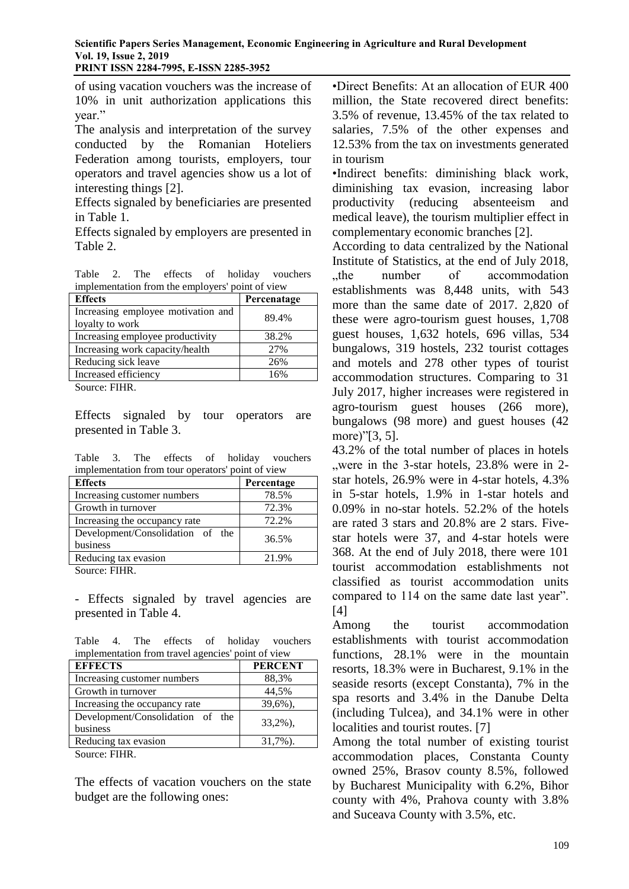of using vacation vouchers was the increase of 10% in unit authorization applications this year."

The analysis and interpretation of the survey conducted by the Romanian Hoteliers Federation among tourists, employers, tour operators and travel agencies show us a lot of interesting things [2].

Effects signaled by beneficiaries are presented in Table 1.

Effects signaled by employers are presented in Table 2.

Table 2. The effects of holiday vouchers implementation from the employers' point of view

| Effects | Percenatage |
|---|---|
| Increasing employee motivation and loyalty to work | 89.4% |
| Increasing employee productivity | 38.2% |
| Increasing work capacity/health | 27% |
| Reducing sick leave | 26% |
| Increased efficiency | 16% |

Source: FIHR.

Effects signaled by tour operators are presented in Table 3.

Table 3. The effects of holiday vouchers implementation from tour operators' point of view

| Effects | Percentage |
|---|---|
| Increasing customer numbers | 78.5% |
| Growth in turnover | 72.3% |
| Increasing the occupancy rate | 72.2% |
| Development/Consolidation of the business | 36.5% |
| Reducing tax evasion | 21.9% |

Source: FIHR.

- Effects signaled by travel agencies are presented in Table 4.

Table 4. The effects of holiday vouchers implementation from travel agencies' point of view

| EFFECTS | PERCENT |
|---|---|
| Increasing customer numbers | 88,3% |
| Growth in turnover | 44,5% |
| Increasing the occupancy rate | 39,6%), |
| Development/Consolidation of the business | 33,2%), |
| Reducing tax evasion | 31,7%). |

Source: FIHR.

The effects of vacation vouchers on the state budget are the following ones:

•Direct Benefits: At an allocation of EUR 400 million, the State recovered direct benefits: 3.5% of revenue, 13.45% of the tax related to salaries, 7.5% of the other expenses and 12.53% from the tax on investments generated in tourism

•Indirect benefits: diminishing black work, diminishing tax evasion, increasing labor productivity (reducing absenteeism and medical leave), the tourism multiplier effect in complementary economic branches [2].

According to data centralized by the National Institute of Statistics, at the end of July 2018, „the number of accommodation establishments was 8,448 units, with 543 more than the same date of 2017. 2,820 of these were agro-tourism guest houses, 1,708 guest houses, 1,632 hotels, 696 villas, 534 bungalows, 319 hostels, 232 tourist cottages and motels and 278 other types of tourist accommodation structures. Comparing to 31 July 2017, higher increases were registered in agro-tourism guest houses (266 more), bungalows (98 more) and guest houses (42 more)"[3, 5].

43.2% of the total number of places in hotels „were in the 3-star hotels, 23.8% were in 2-star hotels, 26.9% were in 4-star hotels, 4.3% in 5-star hotels, 1.9% in 1-star hotels and 0.09% in no-star hotels. 52.2% of the hotels are rated 3 stars and 20.8% are 2 stars. Five-star hotels were 37, and 4-star hotels were 368. At the end of July 2018, there were 101 tourist accommodation establishments not classified as tourist accommodation units compared to 114 on the same date last year". [4]

Among the tourist accommodation establishments with tourist accommodation functions, 28.1% were in the mountain resorts, 18.3% were in Bucharest, 9.1% in the seaside resorts (except Constanta), 7% in the spa resorts and 3.4% in the Danube Delta (including Tulcea), and 34.1% were in other localities and tourist routes. [7]

Among the total number of existing tourist accommodation places, Constanta County owned 25%, Brasov county 8.5%, followed by Bucharest Municipality with 6.2%, Bihor county with 4%, Prahova county with 3.8% and Suceava County with 3.5%, etc.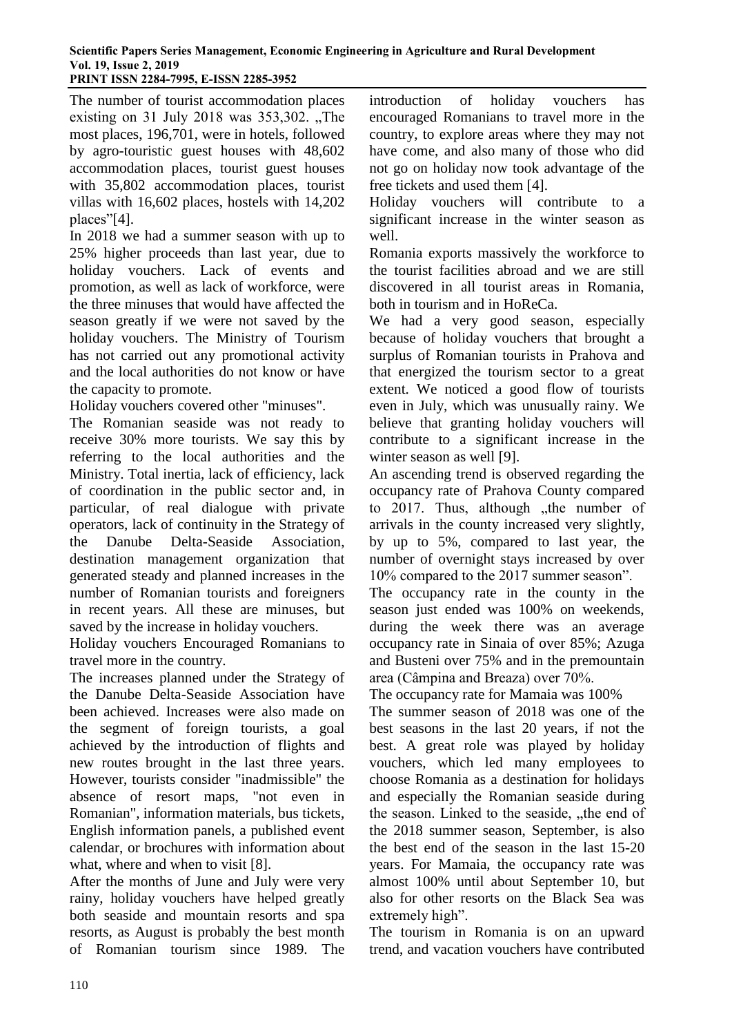The number of tourist accommodation places existing on 31 July 2018 was 353,302. „The most places, 196,701, were in hotels, followed by agro-touristic guest houses with 48,602 accommodation places, tourist guest houses with 35,802 accommodation places, tourist villas with 16,602 places, hostels with 14,202 places"[4].

In 2018 we had a summer season with up to 25% higher proceeds than last year, due to holiday vouchers. Lack of events and promotion, as well as lack of workforce, were the three minuses that would have affected the season greatly if we were not saved by the holiday vouchers. The Ministry of Tourism has not carried out any promotional activity and the local authorities do not know or have the capacity to promote.

Holiday vouchers covered other "minuses".

The Romanian seaside was not ready to receive 30% more tourists. We say this by referring to the local authorities and the Ministry. Total inertia, lack of efficiency, lack of coordination in the public sector and, in particular, of real dialogue with private operators, lack of continuity in the Strategy of the Danube Delta-Seaside Association, destination management organization that generated steady and planned increases in the number of Romanian tourists and foreigners in recent years. All these are minuses, but saved by the increase in holiday vouchers.

Holiday vouchers Encouraged Romanians to travel more in the country.

The increases planned under the Strategy of the Danube Delta-Seaside Association have been achieved. Increases were also made on the segment of foreign tourists, a goal achieved by the introduction of flights and new routes brought in the last three years. However, tourists consider "inadmissible" the absence of resort maps, "not even in Romanian", information materials, bus tickets, English information panels, a published event calendar, or brochures with information about what, where and when to visit [8].

After the months of June and July were very rainy, holiday vouchers have helped greatly both seaside and mountain resorts and spa resorts, as August is probably the best month of Romanian tourism since 1989. The introduction of holiday vouchers has encouraged Romanians to travel more in the country, to explore areas where they may not have come, and also many of those who did not go on holiday now took advantage of the free tickets and used them [4].

Holiday vouchers will contribute to a significant increase in the winter season as well.

Romania exports massively the workforce to the tourist facilities abroad and we are still discovered in all tourist areas in Romania, both in tourism and in HoReCa.

We had a very good season, especially because of holiday vouchers that brought a surplus of Romanian tourists in Prahova and that energized the tourism sector to a great extent. We noticed a good flow of tourists even in July, which was unusually rainy. We believe that granting holiday vouchers will contribute to a significant increase in the winter season as well [9].

An ascending trend is observed regarding the occupancy rate of Prahova County compared to 2017. Thus, although „the number of arrivals in the county increased very slightly, by up to 5%, compared to last year, the number of overnight stays increased by over 10% compared to the 2017 summer season".

The occupancy rate in the county in the season just ended was 100% on weekends, during the week there was an average occupancy rate in Sinaia of over 85%; Azuga and Busteni over 75% and in the premountain area (Câmpina and Breaza) over 70%.

The occupancy rate for Mamaia was 100%

The summer season of 2018 was one of the best seasons in the last 20 years, if not the best. A great role was played by holiday vouchers, which led many employees to choose Romania as a destination for holidays and especially the Romanian seaside during the season. Linked to the seaside, „the end of the 2018 summer season, September, is also the best end of the season in the last 15-20 years. For Mamaia, the occupancy rate was almost 100% until about September 10, but also for other resorts on the Black Sea was extremely high".

The tourism in Romania is on an upward trend, and vacation vouchers have contributed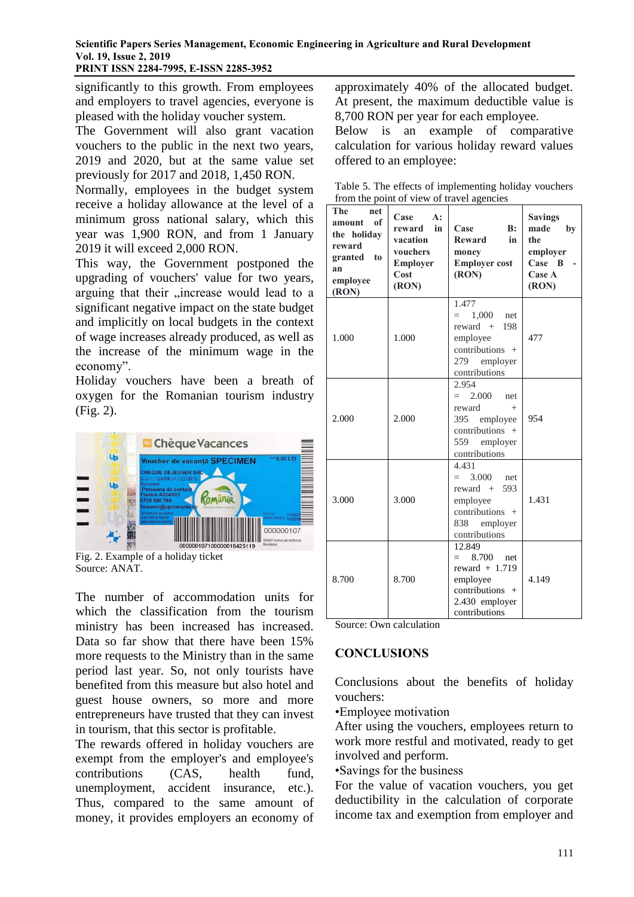significantly to this growth. From employees and employers to travel agencies, everyone is pleased with the holiday voucher system.

The Government will also grant vacation vouchers to the public in the next two years, 2019 and 2020, but at the same value set previously for 2017 and 2018, 1,450 RON.

Normally, employees in the budget system receive a holiday allowance at the level of a minimum gross national salary, which this year was 1,900 RON, and from 1 January 2019 it will exceed 2,000 RON.

This way, the Government postponed the upgrading of vouchers' value for two years, arguing that their „increase would lead to a significant negative impact on the state budget and implicitly on local budgets in the context of wage increases already produced, as well as the increase of the minimum wage in the economy".

Holiday vouchers have been a breath of oxygen for the Romanian tourism industry (Fig. 2).

Fig. 2. Example of a holiday ticket
Source: ANAT.

The number of accommodation units for which the classification from the tourism ministry has been increased has increased. Data so far show that there have been 15% more requests to the Ministry than in the same period last year. So, not only tourists have benefited from this measure but also hotel and guest house owners, so more and more entrepreneurs have trusted that they can invest in tourism, that this sector is profitable.

The rewards offered in holiday vouchers are exempt from the employer's and employee's contributions (CAS, health fund, unemployment, accident insurance, etc.). Thus, compared to the same amount of money, it provides employers an economy of approximately 40% of the allocated budget. At present, the maximum deductible value is 8,700 RON per year for each employee.

Below is an example of comparative calculation for various holiday reward values offered to an employee:

Table 5. The effects of implementing holiday vouchers from the point of view of travel agencies

| The net amount of the holiday reward granted to an employee (RON) | Case A: reward in vacation vouchers Employer Cost (RON) | Case B: Reward in money Employer cost (RON) | Savings made by the employer Case B - Case A (RON) |
|---|---|---|---|
| 1.000 | 1.000 | 1.477 = 1,000 net reward + 198 employee contributions + 279 employer contributions | 477 |
| 2.000 | 2.000 | 2.954 = 2.000 net reward + 395 employee contributions + 559 employer contributions | 954 |
| 3.000 | 3.000 | 4.431 = 3.000 net reward + 593 employee contributions + 838 employer contributions | 1.431 |
| 8.700 | 8.700 | 12.849 = 8.700 net reward + 1.719 employee contributions + 2.430 employer contributions | 4.149 |

Source: Own calculation

## CONCLUSIONS

Conclusions about the benefits of holiday vouchers:

•Employee motivation

After using the vouchers, employees return to work more restful and motivated, ready to get involved and perform.

•Savings for the business

For the value of vacation vouchers, you get deductibility in the calculation of corporate income tax and exemption from employer and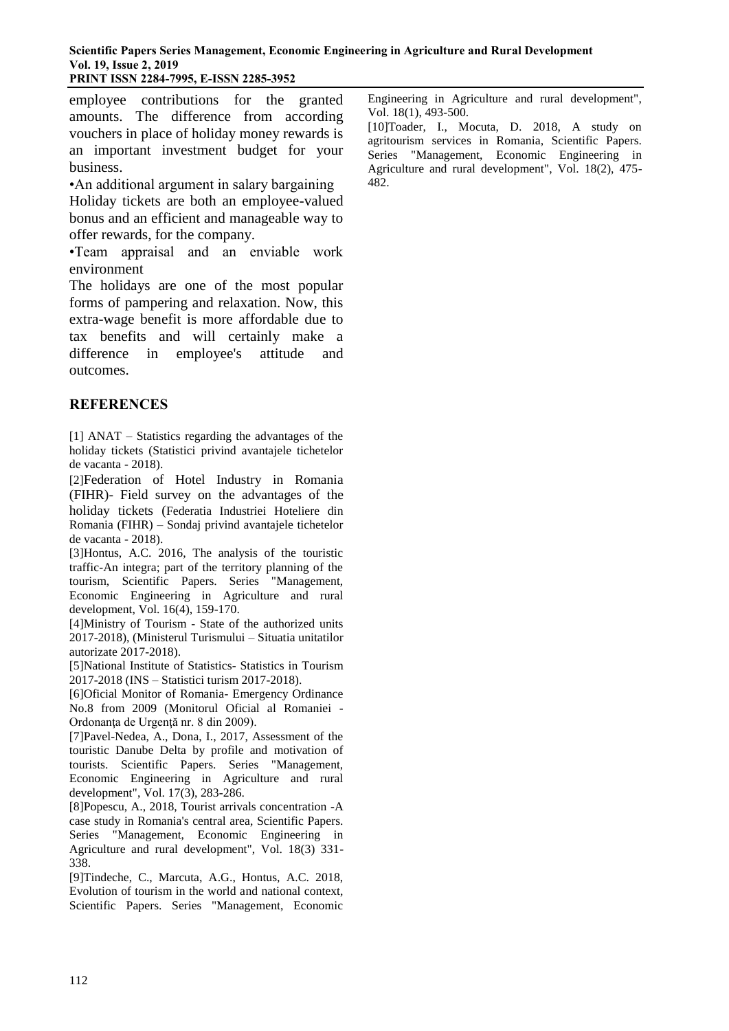employee contributions for the granted amounts. The difference from according vouchers in place of holiday money rewards is an important investment budget for your business.

•An additional argument in salary bargaining

Holiday tickets are both an employee-valued bonus and an efficient and manageable way to offer rewards, for the company.

•Team appraisal and an enviable work environment

The holidays are one of the most popular forms of pampering and relaxation. Now, this extra-wage benefit is more affordable due to tax benefits and will certainly make a difference in employee's attitude and outcomes.

## REFERENCES

[1] ANAT – Statistics regarding the advantages of the holiday tickets (Statistici privind avantajele tichetelor de vacanta - 2018).

[2]Federation of Hotel Industry in Romania (FIHR)- Field survey on the advantages of the holiday tickets (Federatia Industriei Hoteliere din Romania (FIHR) – Sondaj privind avantajele tichetelor de vacanta - 2018).

[3]Hontus, A.C. 2016, The analysis of the touristic traffic-An integra; part of the territory planning of the tourism, Scientific Papers. Series "Management, Economic Engineering in Agriculture and rural development, Vol. 16(4), 159-170.

[4]Ministry of Tourism - State of the authorized units 2017-2018), (Ministerul Turismului – Situatia unitatilor autorizate 2017-2018).

[5]National Institute of Statistics- Statistics in Tourism 2017-2018 (INS – Statistici turism 2017-2018).

[6]Oficial Monitor of Romania- Emergency Ordinance No.8 from 2009 (Monitorul Oficial al Romaniei - Ordonanța de Urgență nr. 8 din 2009).

[7]Pavel-Nedea, A., Dona, I., 2017, Assessment of the touristic Danube Delta by profile and motivation of tourists. Scientific Papers. Series "Management, Economic Engineering in Agriculture and rural development", Vol. 17(3), 283-286.

[8]Popescu, A., 2018, Tourist arrivals concentration -A case study in Romania's central area, Scientific Papers. Series "Management, Economic Engineering in Agriculture and rural development", Vol. 18(3) 331-338.

[9]Tindeche, C., Marcuta, A.G., Hontus, A.C. 2018, Evolution of tourism in the world and national context, Scientific Papers. Series "Management, Economic Engineering in Agriculture and rural development", Vol. 18(1), 493-500.

[10]Toader, I., Mocuta, D. 2018, A study on agritourism services in Romania, Scientific Papers. Series "Management, Economic Engineering in Agriculture and rural development", Vol. 18(2), 475-482.